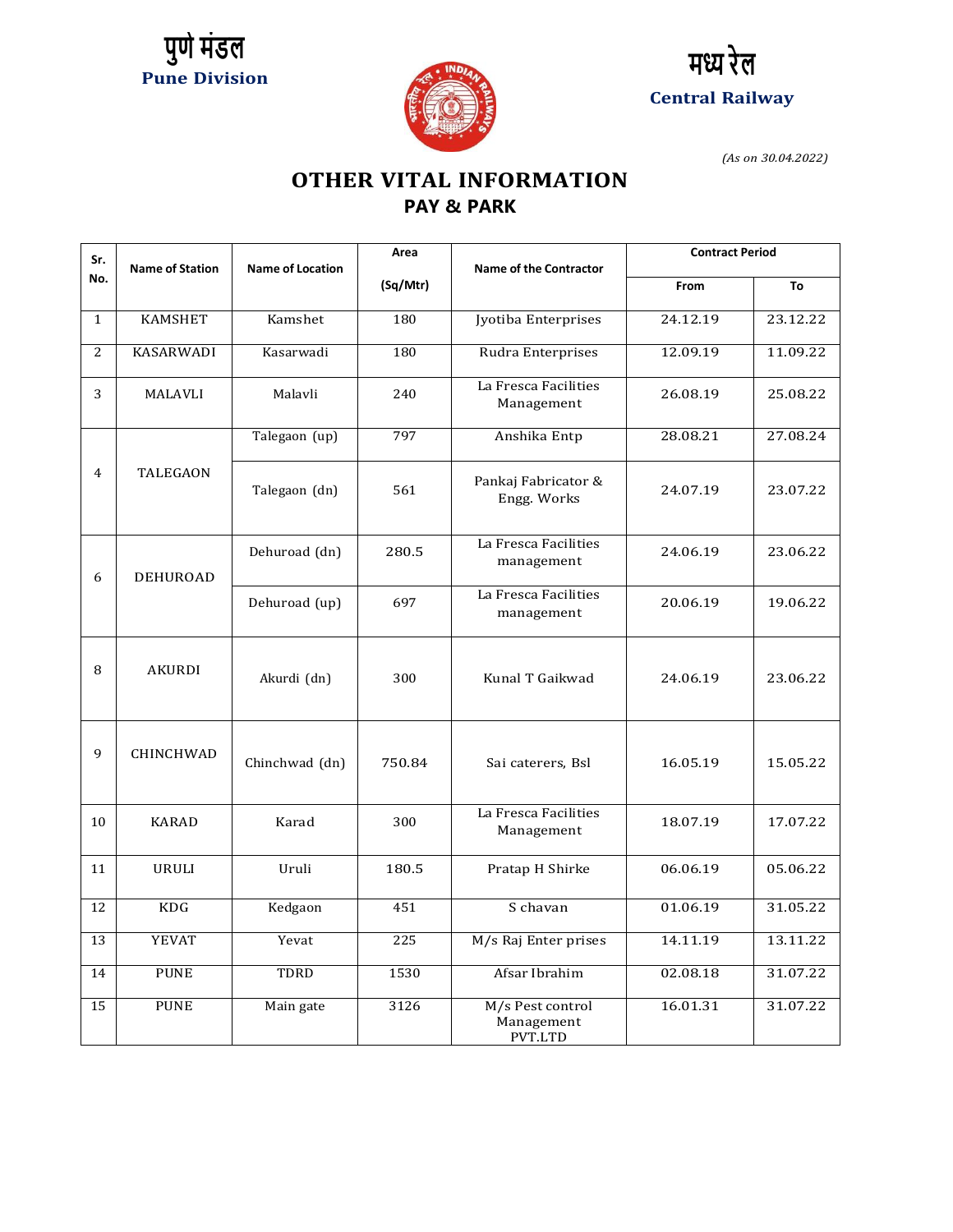पुणे मंडल
**Pune Division**

मध्य रेल
**Central Railway**

*(As on 30.04.2022)*

# OTHER VITAL INFORMATION
## PAY & PARK

| Sr. No. | Name of Station | Name of Location | Area (Sq/Mtr) | Name of the Contractor | Contract Period | |
|---|---|---|---|---|---|---|
| | | | | | From | To |
| 1 | KAMSHET | Kamshet | 180 | Jyotiba Enterprises | 24.12.19 | 23.12.22 |
| 2 | KASARWADI | Kasarwadi | 180 | Rudra Enterprises | 12.09.19 | 11.09.22 |
| 3 | MALAVLI | Malavli | 240 | La Fresca Facilities Management | 26.08.19 | 25.08.22 |
| 4 | TALEGAON | Talegaon (up) | 797 | Anshika Entp | 28.08.21 | 27.08.24 |
| | | Talegaon (dn) | 561 | Pankaj Fabricator & Engg. Works | 24.07.19 | 23.07.22 |
| 6 | DEHUROAD | Dehuroad (dn) | 280.5 | La Fresca Facilities management | 24.06.19 | 23.06.22 |
| | | Dehuroad (up) | 697 | La Fresca Facilities management | 20.06.19 | 19.06.22 |
| 8 | AKURDI | Akurdi (dn) | 300 | Kunal T Gaikwad | 24.06.19 | 23.06.22 |
| 9 | CHINCHWAD | Chinchwad (dn) | 750.84 | Sai caterers, Bsl | 16.05.19 | 15.05.22 |
| 10 | KARAD | Karad | 300 | La Fresca Facilities Management | 18.07.19 | 17.07.22 |
| 11 | URULI | Uruli | 180.5 | Pratap H Shirke | 06.06.19 | 05.06.22 |
| 12 | KDG | Kedgaon | 451 | S chavan | 01.06.19 | 31.05.22 |
| 13 | YEVAT | Yevat | 225 | M/s Raj Enter prises | 14.11.19 | 13.11.22 |
| 14 | PUNE | TDRD | 1530 | Afsar Ibrahim | 02.08.18 | 31.07.22 |
| 15 | PUNE | Main gate | 3126 | M/s Pest control Management PVT.LTD | 16.01.31 | 31.07.22 |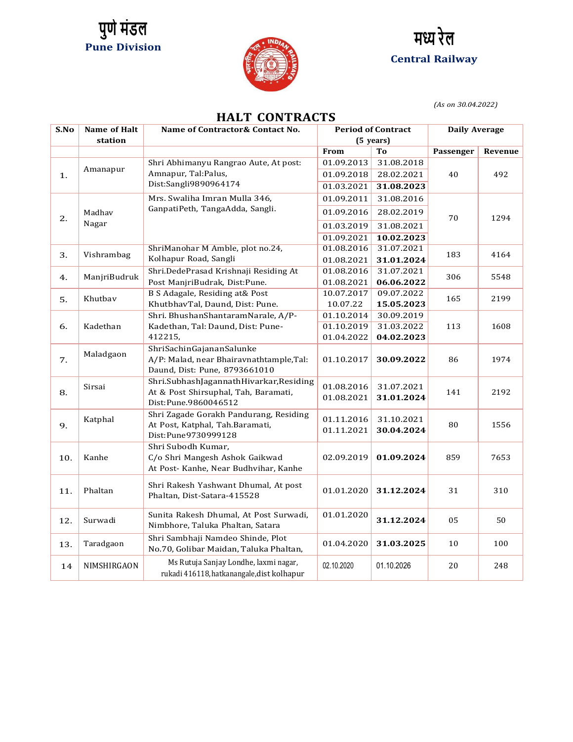पुणे मंडल
**Pune Division**

मध्य रेल
**Central Railway**

*(As on 30.04.2022)*

## HALT CONTRACTS

| S.No | Name of Halt station | Name of Contractor& Contact No. | Period of Contract (5 years) | | Daily Average | |
|---|---|---|---|---|---|---|
| | | | From | To | Passenger | Revenue |
| 1. | Amanapur | Shri Abhimanyu Rangrao Aute, At post: Amnapur, Tal:Palus, Dist:Sangli9890964174 | 01.09.2013<br>01.09.2018<br>01.03.2021 | 31.08.2018<br>28.02.2021<br>**31.08.2023** | 40 | 492 |
| 2. | Madhav Nagar | Mrs. Swaliha Imran Mulla 346, GanpatiPeth, TangaAdda, Sangli. | 01.09.2011<br>01.09.2016<br>01.03.2019<br>01.09.2021 | 31.08.2016<br>28.02.2019<br>31.08.2021<br>**10.02.2023** | 70 | 1294 |
| 3. | Vishrambag | ShriManohar M Amble, plot no.24, Kolhapur Road, Sangli | 01.08.2016<br>01.08.2021 | 31.07.2021<br>**31.01.2024** | 183 | 4164 |
| 4. | ManjriBudruk | Shri.DedePrasad Krishnaji Residing At Post ManjriBudrak, Dist:Pune. | 01.08.2016<br>01.08.2021 | 31.07.2021<br>**06.06.2022** | 306 | 5548 |
| 5. | Khutbav | B S Adagale, Residing at& Post KhutbhavTal, Daund, Dist: Pune. | 10.07.2017<br>10.07.22 | 09.07.2022<br>**15.05.2023** | 165 | 2199 |
| 6. | Kadethan | Shri. BhushanShantaramNarale, A/P-Kadethan, Tal: Daund, Dist: Pune-412215, | 01.10.2014<br>01.10.2019<br>01.04.2022 | 30.09.2019<br>31.03.2022<br>**04.02.2023** | 113 | 1608 |
| 7. | Maladgaon | ShriSachinGajananSalunke A/P: Malad, near Bhairavnathtample,Tal: Daund, Dist: Pune, 8793661010 | 01.10.2017 | **30.09.2022** | 86 | 1974 |
| 8. | Sirsai | Shri.SubhashJagannathHivarkar,Residing At & Post Shirsuphal, Tah, Baramati, Dist:Pune.9860046512 | 01.08.2016<br>01.08.2021 | 31.07.2021<br>**31.01.2024** | 141 | 2192 |
| 9. | Katphal | Shri Zagade Gorakh Pandurang, Residing At Post, Katphal, Tah.Baramati, Dist:Pune9730999128 | 01.11.2016<br>01.11.2021 | 31.10.2021<br>**30.04.2024** | 80 | 1556 |
| 10. | Kanhe | Shri Subodh Kumar, C/o Shri Mangesh Ashok Gaikwad At Post- Kanhe, Near Budhvihar, Kanhe | 02.09.2019 | **01.09.2024** | 859 | 7653 |
| 11. | Phaltan | Shri Rakesh Yashwant Dhumal, At post Phaltan, Dist-Satara-415528 | 01.01.2020 | **31.12.2024** | 31 | 310 |
| 12. | Surwadi | Sunita Rakesh Dhumal, At Post Surwadi, Nimbhore, Taluka Phaltan, Satara | 01.01.2020 | **31.12.2024** | 05 | 50 |
| 13. | Taradgaon | Shri Sambhaji Namdeo Shinde, Plot No.70, Golibar Maidan, Taluka Phaltan, | 01.04.2020 | **31.03.2025** | 10 | 100 |
| 14 | NIMSHIRGAON | Ms Rutuja Sanjay Londhe, laxmi nagar, rukadi 416118, hatkanangale,dist kolhapur | 02.10.2020 | 01.10.2026 | 20 | 248 |